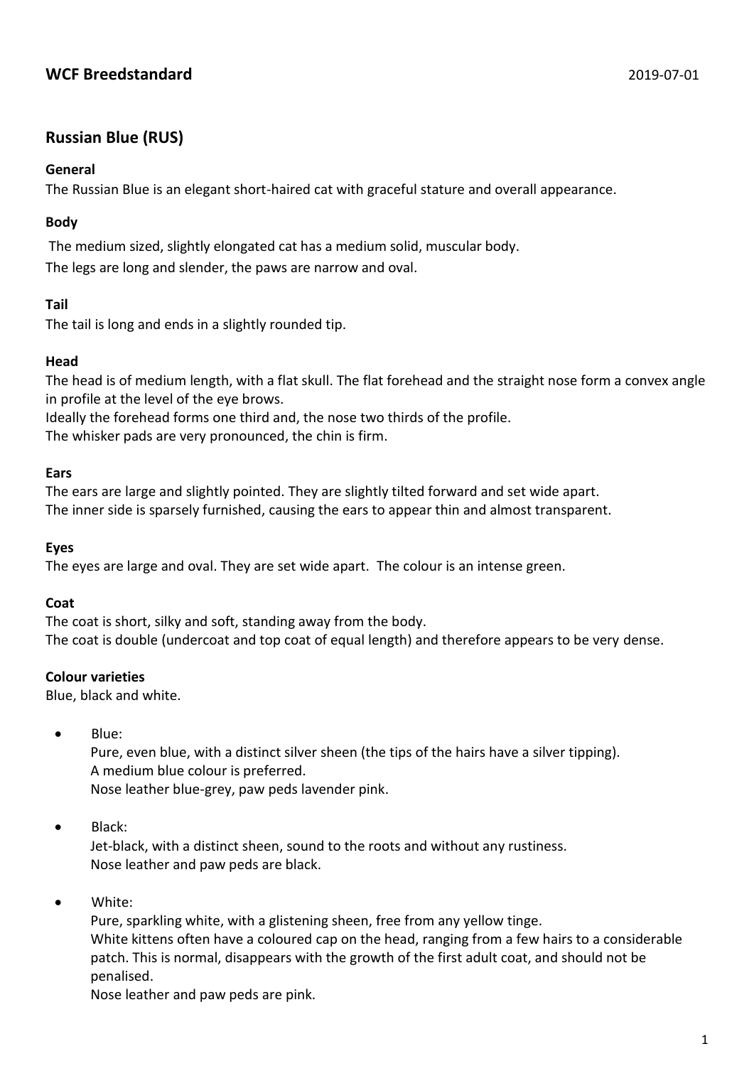# WCF Breedstandard

2019-07-01

## Russian Blue (RUS)

### General

The Russian Blue is an elegant short-haired cat with graceful stature and overall appearance.

### Body

The medium sized, slightly elongated cat has a medium solid, muscular body.
The legs are long and slender, the paws are narrow and oval.

### Tail

The tail is long and ends in a slightly rounded tip.

### Head

The head is of medium length, with a flat skull. The flat forehead and the straight nose form a convex angle in profile at the level of the eye brows.
Ideally the forehead forms one third and, the nose two thirds of the profile.
The whisker pads are very pronounced, the chin is firm.

### Ears

The ears are large and slightly pointed. They are slightly tilted forward and set wide apart.
The inner side is sparsely furnished, causing the ears to appear thin and almost transparent.

### Eyes

The eyes are large and oval. They are set wide apart. The colour is an intense green.

### Coat

The coat is short, silky and soft, standing away from the body.
The coat is double (undercoat and top coat of equal length) and therefore appears to be very dense.

### Colour varieties

Blue, black and white.

- Blue:
  Pure, even blue, with a distinct silver sheen (the tips of the hairs have a silver tipping).
  A medium blue colour is preferred.
  Nose leather blue-grey, paw peds lavender pink.

- Black:
  Jet-black, with a distinct sheen, sound to the roots and without any rustiness.
  Nose leather and paw peds are black.

- White:
  Pure, sparkling white, with a glistening sheen, free from any yellow tinge.
  White kittens often have a coloured cap on the head, ranging from a few hairs to a considerable patch. This is normal, disappears with the growth of the first adult coat, and should not be penalised.
  Nose leather and paw peds are pink.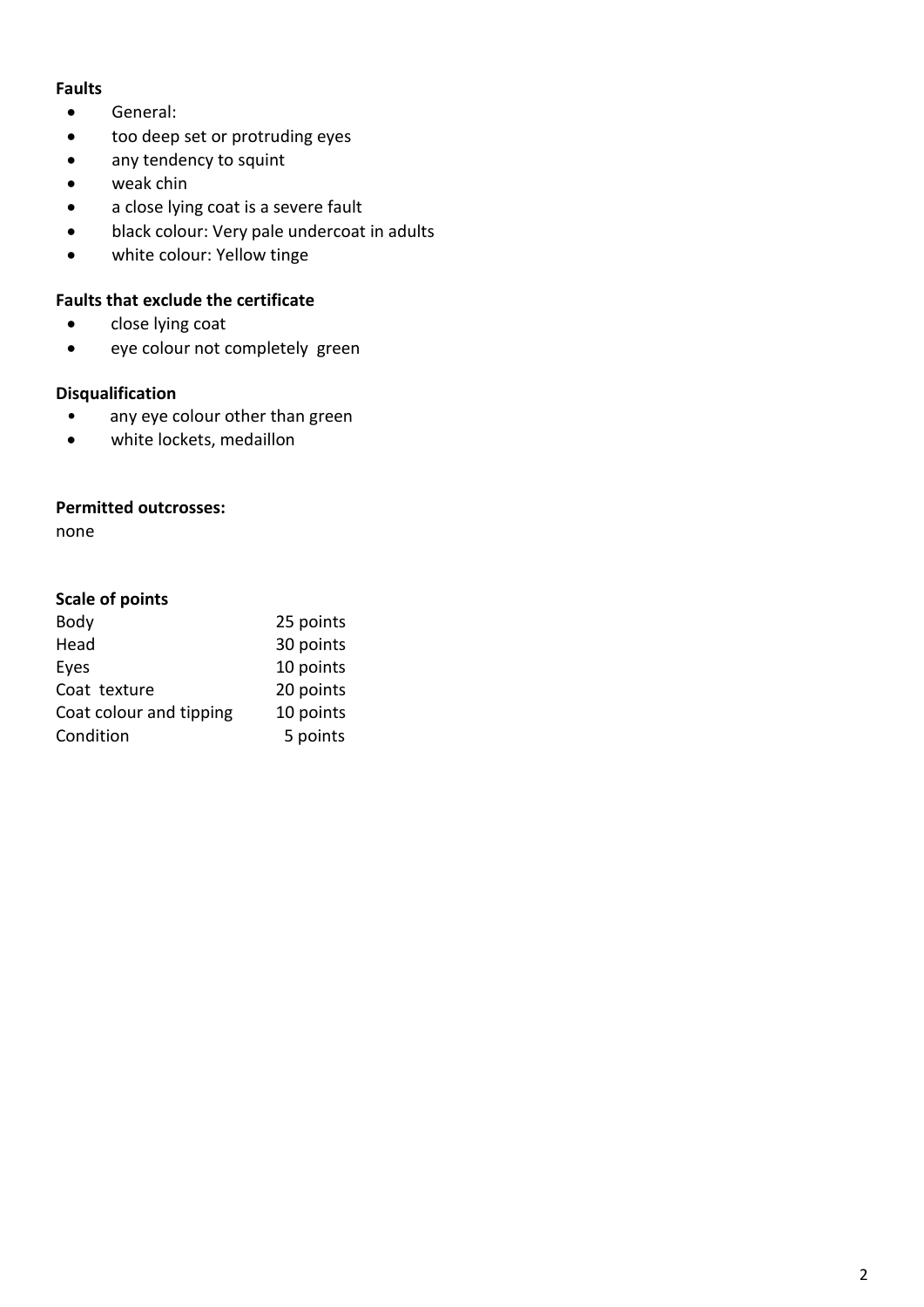**Faults**

- General:
- too deep set or protruding eyes
- any tendency to squint
- weak chin
- a close lying coat is a severe fault
- black colour: Very pale undercoat in adults
- white colour: Yellow tinge

**Faults that exclude the certificate**

- close lying coat
- eye colour not completely green

**Disqualification**

- any eye colour other than green
- white lockets, medaillon

**Permitted outcrosses:**

none

**Scale of points**

| | |
|---|---|
| Body | 25 points |
| Head | 30 points |
| Eyes | 10 points |
| Coat texture | 20 points |
| Coat colour and tipping | 10 points |
| Condition | 5 points |